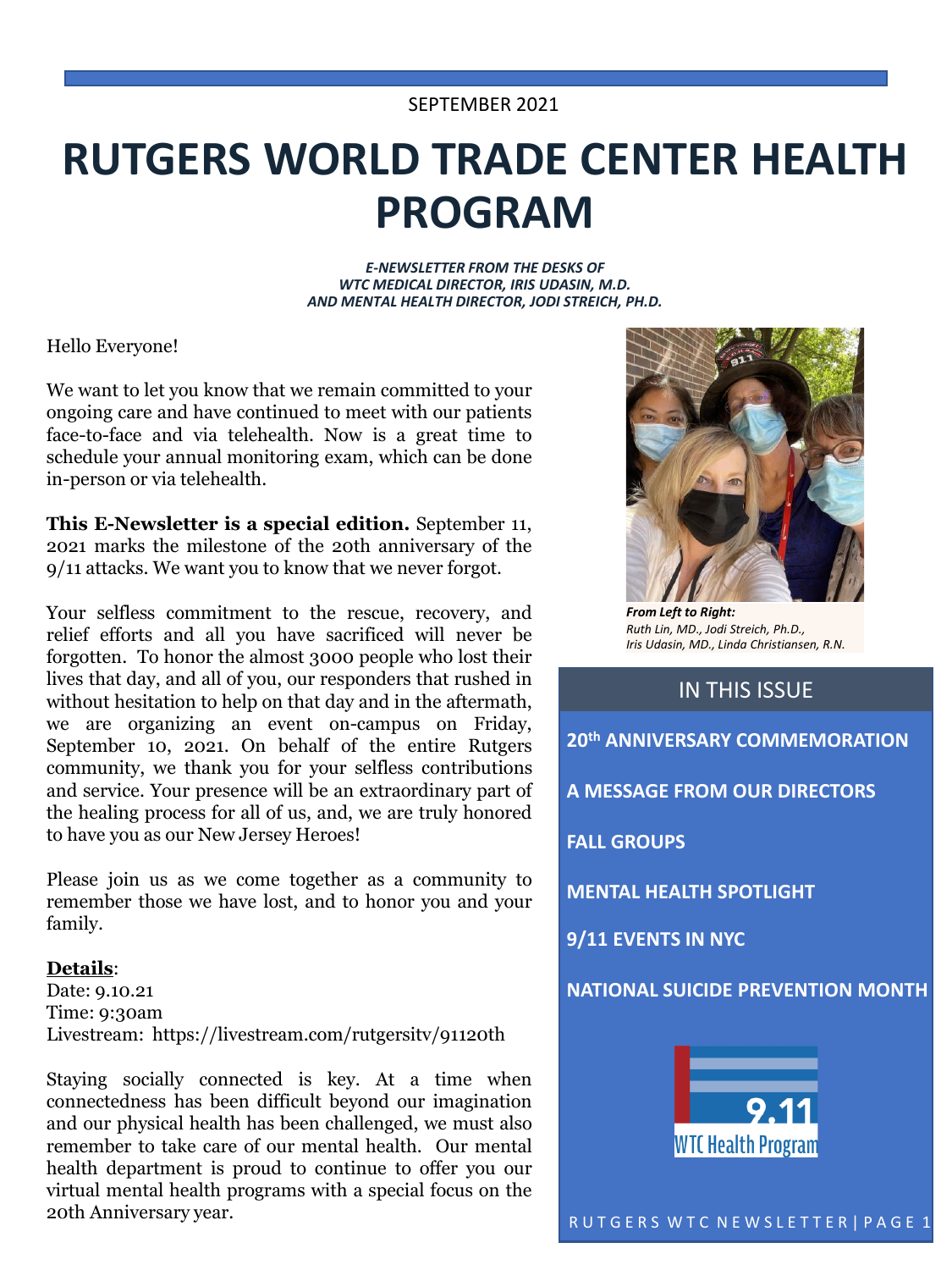SEPTEMBER 2021

# RUTGERS WORLD TRADE CENTER HEALTH PROGRAM

***E-NEWSLETTER FROM THE DESKS OF WTC MEDICAL DIRECTOR, IRIS UDASIN, M.D. AND MENTAL HEALTH DIRECTOR, JODI STREICH, PH.D.***

Hello Everyone!

We want to let you know that we remain committed to your ongoing care and have continued to meet with our patients face-to-face and via telehealth. Now is a great time to schedule your annual monitoring exam, which can be done in-person or via telehealth.

**This E-Newsletter is a special edition.** September 11, 2021 marks the milestone of the 20th anniversary of the 9/11 attacks. We want you to know that we never forgot.

Your selfless commitment to the rescue, recovery, and relief efforts and all you have sacrificed will never be forgotten. To honor the almost 3000 people who lost their lives that day, and all of you, our responders that rushed in without hesitation to help on that day and in the aftermath, we are organizing an event on-campus on Friday, September 10, 2021. On behalf of the entire Rutgers community, we thank you for your selfless contributions and service. Your presence will be an extraordinary part of the healing process for all of us, and, we are truly honored to have you as our New Jersey Heroes!

Please join us as we come together as a community to remember those we have lost, and to honor you and your family.

**Details**:
Date: 9.10.21
Time: 9:30am
Livestream: https://livestream.com/rutgersitv/91120th

Staying socially connected is key. At a time when connectedness has been difficult beyond our imagination and our physical health has been challenged, we must also remember to take care of our mental health. Our mental health department is proud to continue to offer you our virtual mental health programs with a special focus on the 20th Anniversary year.

***From Left to Right:***
*Ruth Lin, MD., Jodi Streich, Ph.D., Iris Udasin, MD., Linda Christiansen, R.N.*

## IN THIS ISSUE

- **20th ANNIVERSARY COMMEMORATION**
- **A MESSAGE FROM OUR DIRECTORS**
- **FALL GROUPS**
- **MENTAL HEALTH SPOTLIGHT**
- **9/11 EVENTS IN NYC**
- **NATIONAL SUICIDE PREVENTION MONTH**

9.11 WTC Health Program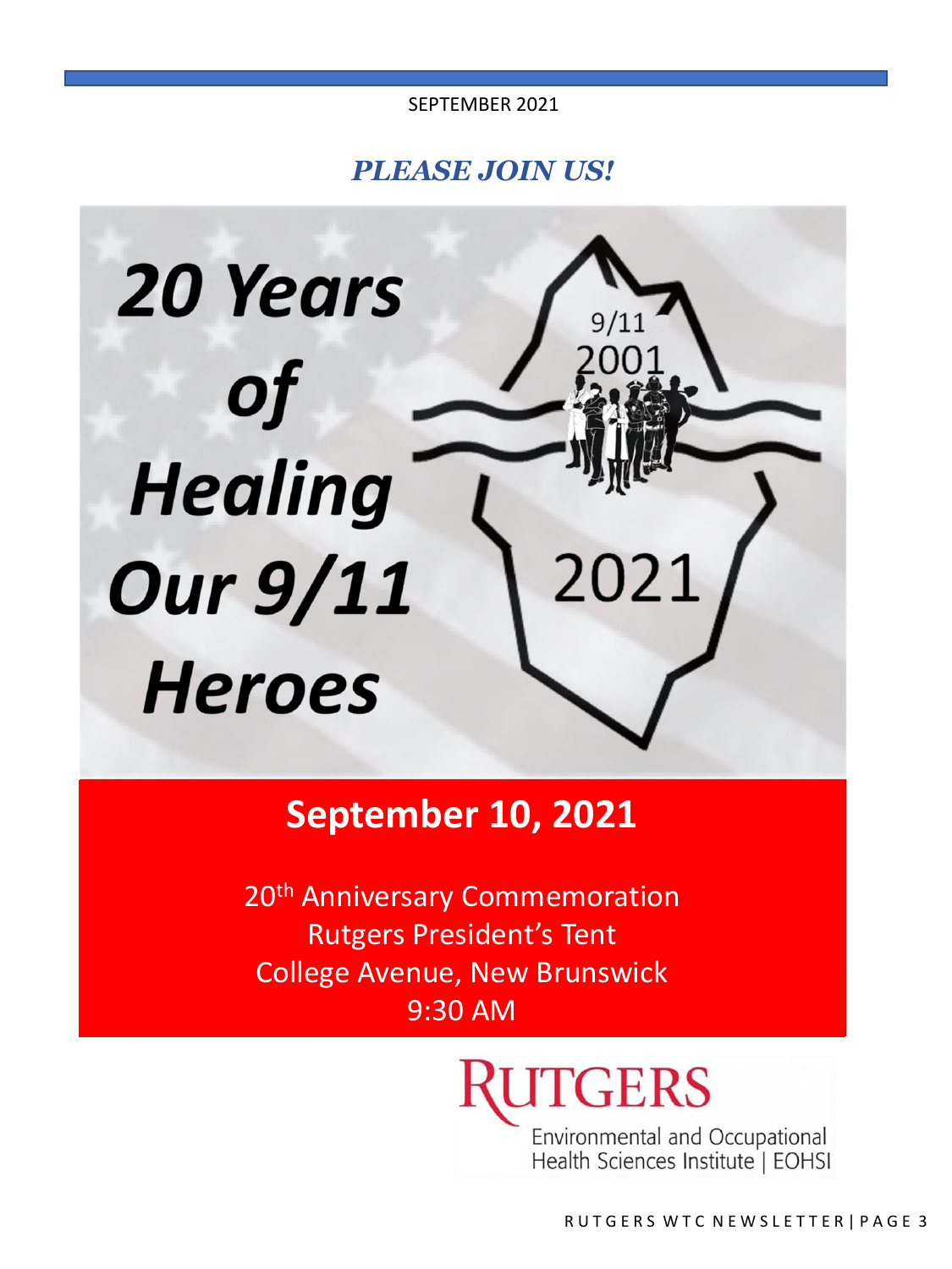SEPTEMBER 2021

## *PLEASE JOIN US!*

# 20 Years of Healing Our 9/11 Heroes

9/11
2001

2021

## September 10, 2021

20th Anniversary Commemoration
Rutgers President's Tent
College Avenue, New Brunswick
9:30 AM

RUTGERS
Environmental and Occupational Health Sciences Institute | EOHSI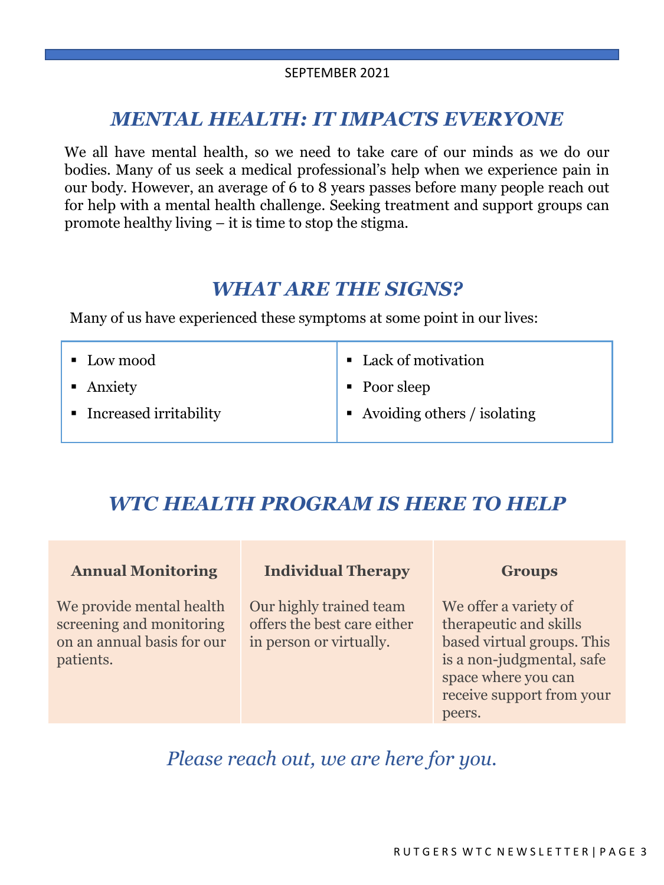SEPTEMBER 2021

## *MENTAL HEALTH: IT IMPACTS EVERYONE*

We all have mental health, so we need to take care of our minds as we do our bodies. Many of us seek a medical professional's help when we experience pain in our body. However, an average of 6 to 8 years passes before many people reach out for help with a mental health challenge. Seeking treatment and support groups can promote healthy living – it is time to stop the stigma.

## *WHAT ARE THE SIGNS?*

Many of us have experienced these symptoms at some point in our lives:

- Low mood
- Anxiety
- Increased irritability
- Lack of motivation
- Poor sleep
- Avoiding others / isolating

## *WTC HEALTH PROGRAM IS HERE TO HELP*

| Annual Monitoring | Individual Therapy | Groups |
|---|---|---|
| We provide mental health screening and monitoring on an annual basis for our patients. | Our highly trained team offers the best care either in person or virtually. | We offer a variety of therapeutic and skills based virtual groups. This is a non-judgmental, safe space where you can receive support from your peers. |

*Please reach out, we are here for you.*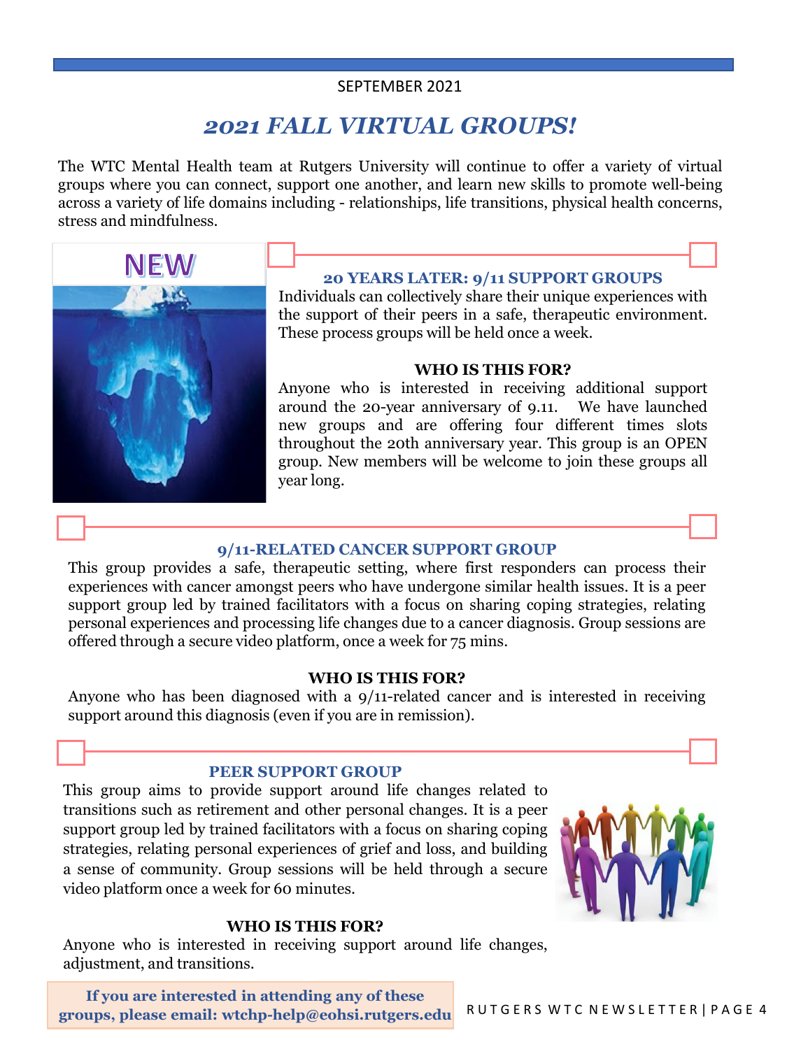SEPTEMBER 2021

# *2021 FALL VIRTUAL GROUPS!*

The WTC Mental Health team at Rutgers University will continue to offer a variety of virtual groups where you can connect, support one another, and learn new skills to promote well-being across a variety of life domains including - relationships, life transitions, physical health concerns, stress and mindfulness.

NEW

## 20 YEARS LATER: 9/11 SUPPORT GROUPS

Individuals can collectively share their unique experiences with the support of their peers in a safe, therapeutic environment. These process groups will be held once a week.

**WHO IS THIS FOR?**

Anyone who is interested in receiving additional support around the 20-year anniversary of 9.11. We have launched new groups and are offering four different times slots throughout the 20th anniversary year. This group is an OPEN group. New members will be welcome to join these groups all year long.

## 9/11-RELATED CANCER SUPPORT GROUP

This group provides a safe, therapeutic setting, where first responders can process their experiences with cancer amongst peers who have undergone similar health issues. It is a peer support group led by trained facilitators with a focus on sharing coping strategies, relating personal experiences and processing life changes due to a cancer diagnosis. Group sessions are offered through a secure video platform, once a week for 75 mins.

**WHO IS THIS FOR?**

Anyone who has been diagnosed with a 9/11-related cancer and is interested in receiving support around this diagnosis (even if you are in remission).

## PEER SUPPORT GROUP

This group aims to provide support around life changes related to transitions such as retirement and other personal changes. It is a peer support group led by trained facilitators with a focus on sharing coping strategies, relating personal experiences of grief and loss, and building a sense of community. Group sessions will be held through a secure video platform once a week for 60 minutes.

**WHO IS THIS FOR?**

Anyone who is interested in receiving support around life changes, adjustment, and transitions.

**If you are interested in attending any of these groups, please email: wtchp-help@eohsi.rutgers.edu**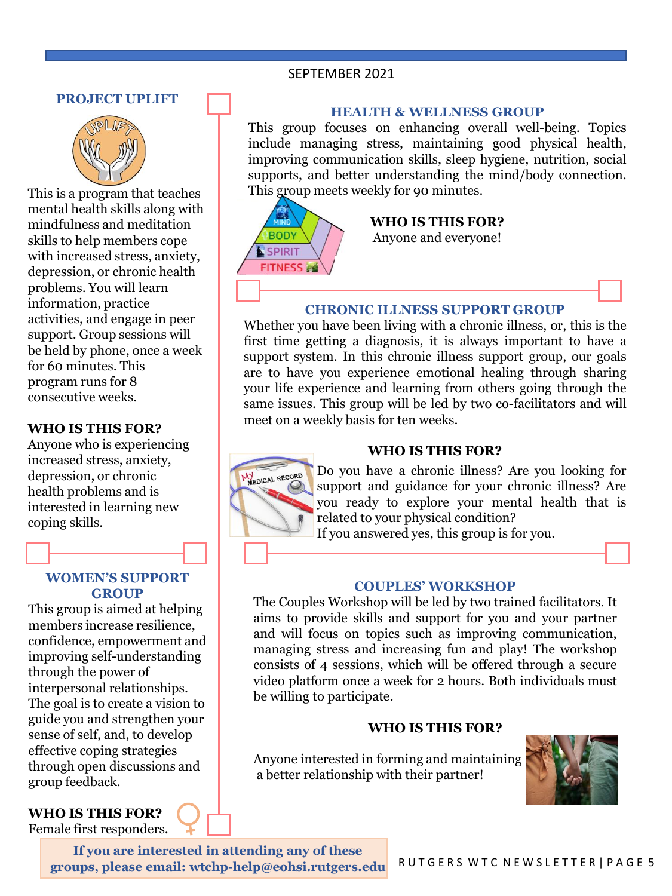SEPTEMBER 2021

## PROJECT UPLIFT

This is a program that teaches mental health skills along with mindfulness and meditation skills to help members cope with increased stress, anxiety, depression, or chronic health problems. You will learn information, practice activities, and engage in peer support. Group sessions will be held by phone, once a week for 60 minutes. This program runs for 8 consecutive weeks.

**WHO IS THIS FOR?**

Anyone who is experiencing increased stress, anxiety, depression, or chronic health problems and is interested in learning new coping skills.

## WOMEN'S SUPPORT GROUP

This group is aimed at helping members increase resilience, confidence, empowerment and improving self-understanding through the power of interpersonal relationships. The goal is to create a vision to guide you and strengthen your sense of self, and, to develop effective coping strategies through open discussions and group feedback.

**WHO IS THIS FOR?**

Female first responders.

## HEALTH & WELLNESS GROUP

This group focuses on enhancing overall well-being. Topics include managing stress, maintaining good physical health, improving communication skills, sleep hygiene, nutrition, social supports, and better understanding the mind/body connection. This group meets weekly for 90 minutes.

**WHO IS THIS FOR?**

Anyone and everyone!

## CHRONIC ILLNESS SUPPORT GROUP

Whether you have been living with a chronic illness, or, this is the first time getting a diagnosis, it is always important to have a support system. In this chronic illness support group, our goals are to have you experience emotional healing through sharing your life experience and learning from others going through the same issues. This group will be led by two co-facilitators and will meet on a weekly basis for ten weeks.

**WHO IS THIS FOR?**

Do you have a chronic illness? Are you looking for support and guidance for your chronic illness? Are you ready to explore your mental health that is related to your physical condition?
If you answered yes, this group is for you.

## COUPLES' WORKSHOP

The Couples Workshop will be led by two trained facilitators. It aims to provide skills and support for you and your partner and will focus on topics such as improving communication, managing stress and increasing fun and play! The workshop consists of 4 sessions, which will be offered through a secure video platform once a week for 2 hours. Both individuals must be willing to participate.

**WHO IS THIS FOR?**

Anyone interested in forming and maintaining a better relationship with their partner!

**If you are interested in attending any of these groups, please email: wtchp-help@eohsi.rutgers.edu**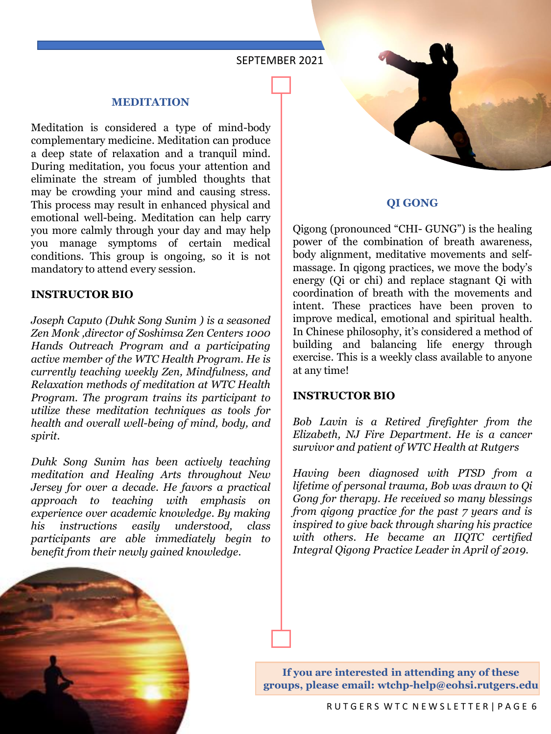## MEDITATION

Meditation is considered a type of mind-body complementary medicine. Meditation can produce a deep state of relaxation and a tranquil mind. During meditation, you focus your attention and eliminate the stream of jumbled thoughts that may be crowding your mind and causing stress. This process may result in enhanced physical and emotional well-being. Meditation can help carry you more calmly through your day and may help you manage symptoms of certain medical conditions. This group is ongoing, so it is not mandatory to attend every session.

### INSTRUCTOR BIO

*Joseph Caputo (Duhk Song Sunim ) is a seasoned Zen Monk ,director of Soshimsa Zen Centers 1000 Hands Outreach Program and a participating active member of the WTC Health Program. He is currently teaching weekly Zen, Mindfulness, and Relaxation methods of meditation at WTC Health Program. The program trains its participant to utilize these meditation techniques as tools for health and overall well-being of mind, body, and spirit.*

*Duhk Song Sunim has been actively teaching meditation and Healing Arts throughout New Jersey for over a decade. He favors a practical approach to teaching with emphasis on experience over academic knowledge. By making his instructions easily understood, class participants are able immediately begin to benefit from their newly gained knowledge.*

## QI GONG

Qigong (pronounced "CHI- GUNG") is the healing power of the combination of breath awareness, body alignment, meditative movements and self-massage. In qigong practices, we move the body's energy (Qi or chi) and replace stagnant Qi with coordination of breath with the movements and intent. These practices have been proven to improve medical, emotional and spiritual health. In Chinese philosophy, it's considered a method of building and balancing life energy through exercise. This is a weekly class available to anyone at any time!

### INSTRUCTOR BIO

*Bob Lavin is a Retired firefighter from the Elizabeth, NJ Fire Department. He is a cancer survivor and patient of WTC Health at Rutgers*

*Having been diagnosed with PTSD from a lifetime of personal trauma, Bob was drawn to Qi Gong for therapy. He received so many blessings from qigong practice for the past 7 years and is inspired to give back through sharing his practice with others. He became an IIQTC certified Integral Qigong Practice Leader in April of 2019.*

**If you are interested in attending any of these groups, please email: wtchp-help@eohsi.rutgers.edu**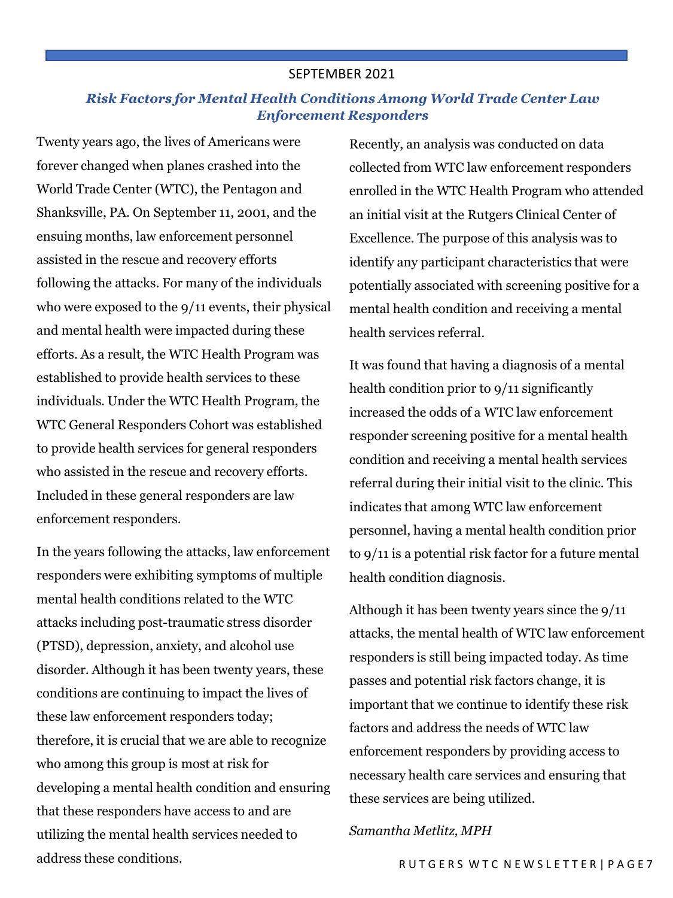SEPTEMBER 2021

## *Risk Factors for Mental Health Conditions Among World Trade Center Law Enforcement Responders*

Twenty years ago, the lives of Americans were forever changed when planes crashed into the World Trade Center (WTC), the Pentagon and Shanksville, PA. On September 11, 2001, and the ensuing months, law enforcement personnel assisted in the rescue and recovery efforts following the attacks. For many of the individuals who were exposed to the 9/11 events, their physical and mental health were impacted during these efforts. As a result, the WTC Health Program was established to provide health services to these individuals. Under the WTC Health Program, the WTC General Responders Cohort was established to provide health services for general responders who assisted in the rescue and recovery efforts. Included in these general responders are law enforcement responders.

In the years following the attacks, law enforcement responders were exhibiting symptoms of multiple mental health conditions related to the WTC attacks including post-traumatic stress disorder (PTSD), depression, anxiety, and alcohol use disorder. Although it has been twenty years, these conditions are continuing to impact the lives of these law enforcement responders today; therefore, it is crucial that we are able to recognize who among this group is most at risk for developing a mental health condition and ensuring that these responders have access to and are utilizing the mental health services needed to address these conditions.

Recently, an analysis was conducted on data collected from WTC law enforcement responders enrolled in the WTC Health Program who attended an initial visit at the Rutgers Clinical Center of Excellence. The purpose of this analysis was to identify any participant characteristics that were potentially associated with screening positive for a mental health condition and receiving a mental health services referral.

It was found that having a diagnosis of a mental health condition prior to 9/11 significantly increased the odds of a WTC law enforcement responder screening positive for a mental health condition and receiving a mental health services referral during their initial visit to the clinic. This indicates that among WTC law enforcement personnel, having a mental health condition prior to 9/11 is a potential risk factor for a future mental health condition diagnosis.

Although it has been twenty years since the 9/11 attacks, the mental health of WTC law enforcement responders is still being impacted today. As time passes and potential risk factors change, it is important that we continue to identify these risk factors and address the needs of WTC law enforcement responders by providing access to necessary health care services and ensuring that these services are being utilized.

*Samantha Metlitz, MPH*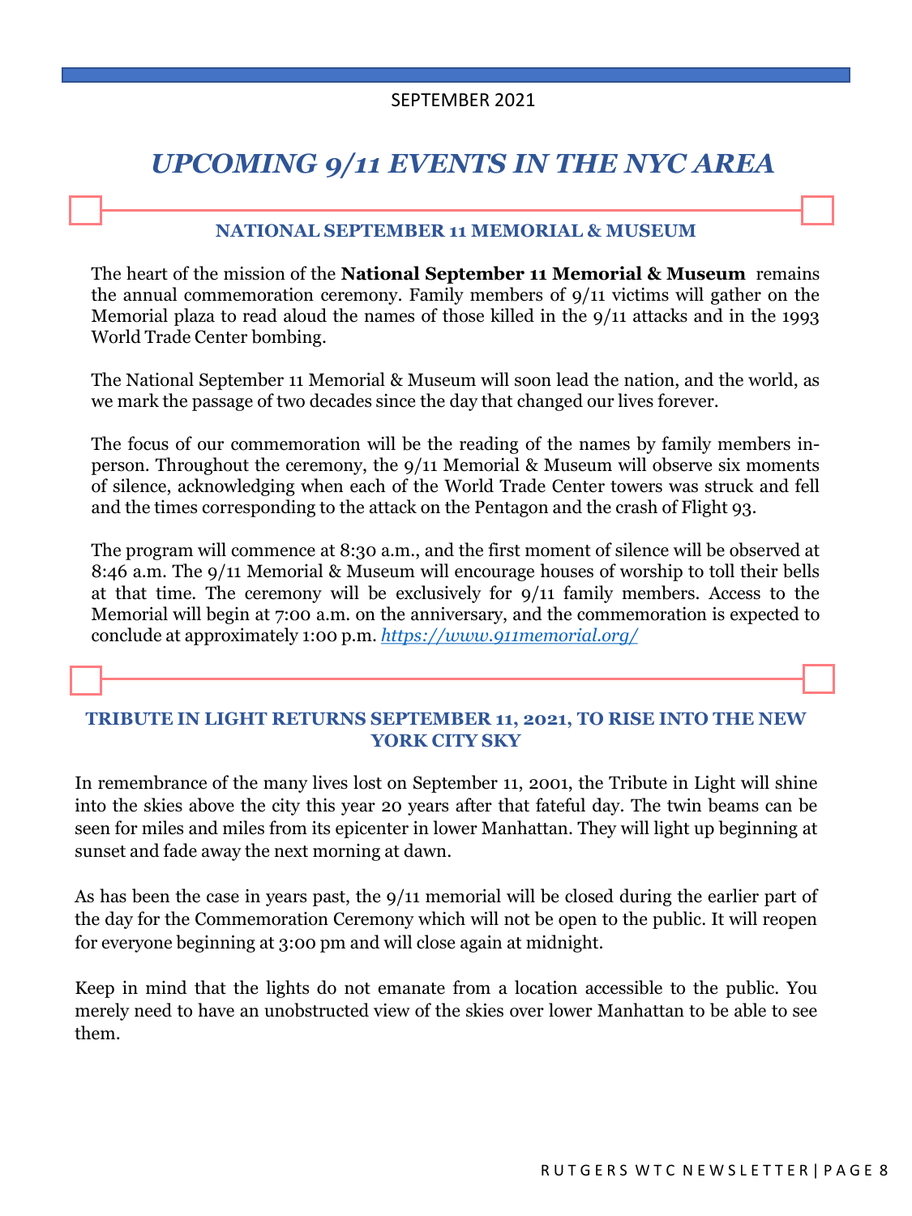SEPTEMBER 2021

# *UPCOMING 9/11 EVENTS IN THE NYC AREA*

## NATIONAL SEPTEMBER 11 MEMORIAL & MUSEUM

The heart of the mission of the **National September 11 Memorial & Museum** remains the annual commemoration ceremony. Family members of 9/11 victims will gather on the Memorial plaza to read aloud the names of those killed in the 9/11 attacks and in the 1993 World Trade Center bombing.

The National September 11 Memorial & Museum will soon lead the nation, and the world, as we mark the passage of two decades since the day that changed our lives forever.

The focus of our commemoration will be the reading of the names by family members in-person. Throughout the ceremony, the 9/11 Memorial & Museum will observe six moments of silence, acknowledging when each of the World Trade Center towers was struck and fell and the times corresponding to the attack on the Pentagon and the crash of Flight 93.

The program will commence at 8:30 a.m., and the first moment of silence will be observed at 8:46 a.m. The 9/11 Memorial & Museum will encourage houses of worship to toll their bells at that time. The ceremony will be exclusively for 9/11 family members. Access to the Memorial will begin at 7:00 a.m. on the anniversary, and the commemoration is expected to conclude at approximately 1:00 p.m. *https://www.911memorial.org/*

## TRIBUTE IN LIGHT RETURNS SEPTEMBER 11, 2021, TO RISE INTO THE NEW YORK CITY SKY

In remembrance of the many lives lost on September 11, 2001, the Tribute in Light will shine into the skies above the city this year 20 years after that fateful day. The twin beams can be seen for miles and miles from its epicenter in lower Manhattan. They will light up beginning at sunset and fade away the next morning at dawn.

As has been the case in years past, the 9/11 memorial will be closed during the earlier part of the day for the Commemoration Ceremony which will not be open to the public. It will reopen for everyone beginning at 3:00 pm and will close again at midnight.

Keep in mind that the lights do not emanate from a location accessible to the public. You merely need to have an unobstructed view of the skies over lower Manhattan to be able to see them.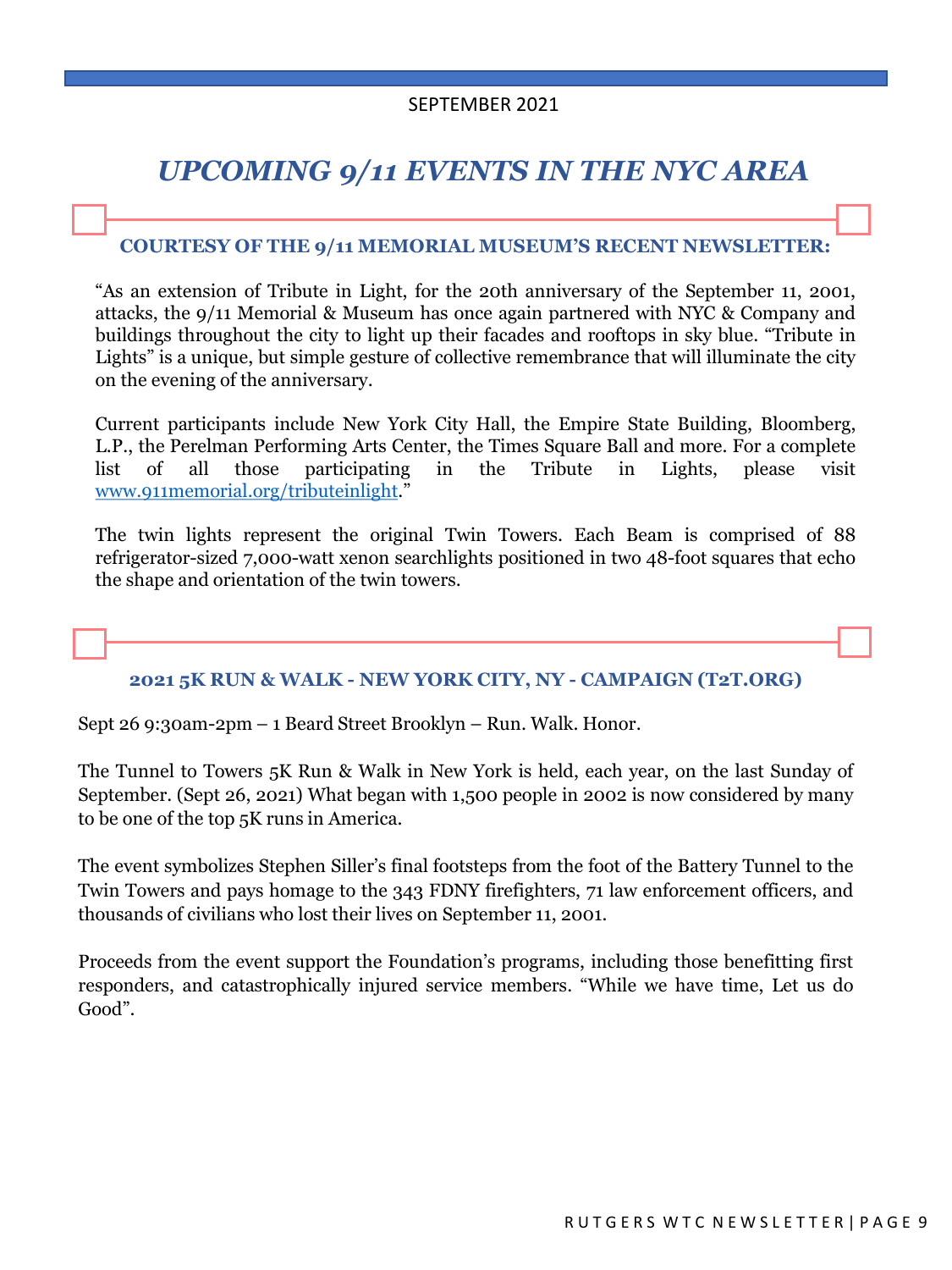SEPTEMBER 2021

# *UPCOMING 9/11 EVENTS IN THE NYC AREA*

### COURTESY OF THE 9/11 MEMORIAL MUSEUM'S RECENT NEWSLETTER:

"As an extension of Tribute in Light, for the 20th anniversary of the September 11, 2001, attacks, the 9/11 Memorial & Museum has once again partnered with NYC & Company and buildings throughout the city to light up their facades and rooftops in sky blue. "Tribute in Lights" is a unique, but simple gesture of collective remembrance that will illuminate the city on the evening of the anniversary.

Current participants include New York City Hall, the Empire State Building, Bloomberg, L.P., the Perelman Performing Arts Center, the Times Square Ball and more. For a complete list of all those participating in the Tribute in Lights, please visit www.911memorial.org/tributeinlight."

The twin lights represent the original Twin Towers. Each Beam is comprised of 88 refrigerator-sized 7,000-watt xenon searchlights positioned in two 48-foot squares that echo the shape and orientation of the twin towers.

### 2021 5K RUN & WALK - NEW YORK CITY, NY - CAMPAIGN (T2T.ORG)

Sept 26 9:30am-2pm – 1 Beard Street Brooklyn – Run. Walk. Honor.

The Tunnel to Towers 5K Run & Walk in New York is held, each year, on the last Sunday of September. (Sept 26, 2021) What began with 1,500 people in 2002 is now considered by many to be one of the top 5K runs in America.

The event symbolizes Stephen Siller's final footsteps from the foot of the Battery Tunnel to the Twin Towers and pays homage to the 343 FDNY firefighters, 71 law enforcement officers, and thousands of civilians who lost their lives on September 11, 2001.

Proceeds from the event support the Foundation's programs, including those benefitting first responders, and catastrophically injured service members. "While we have time, Let us do Good".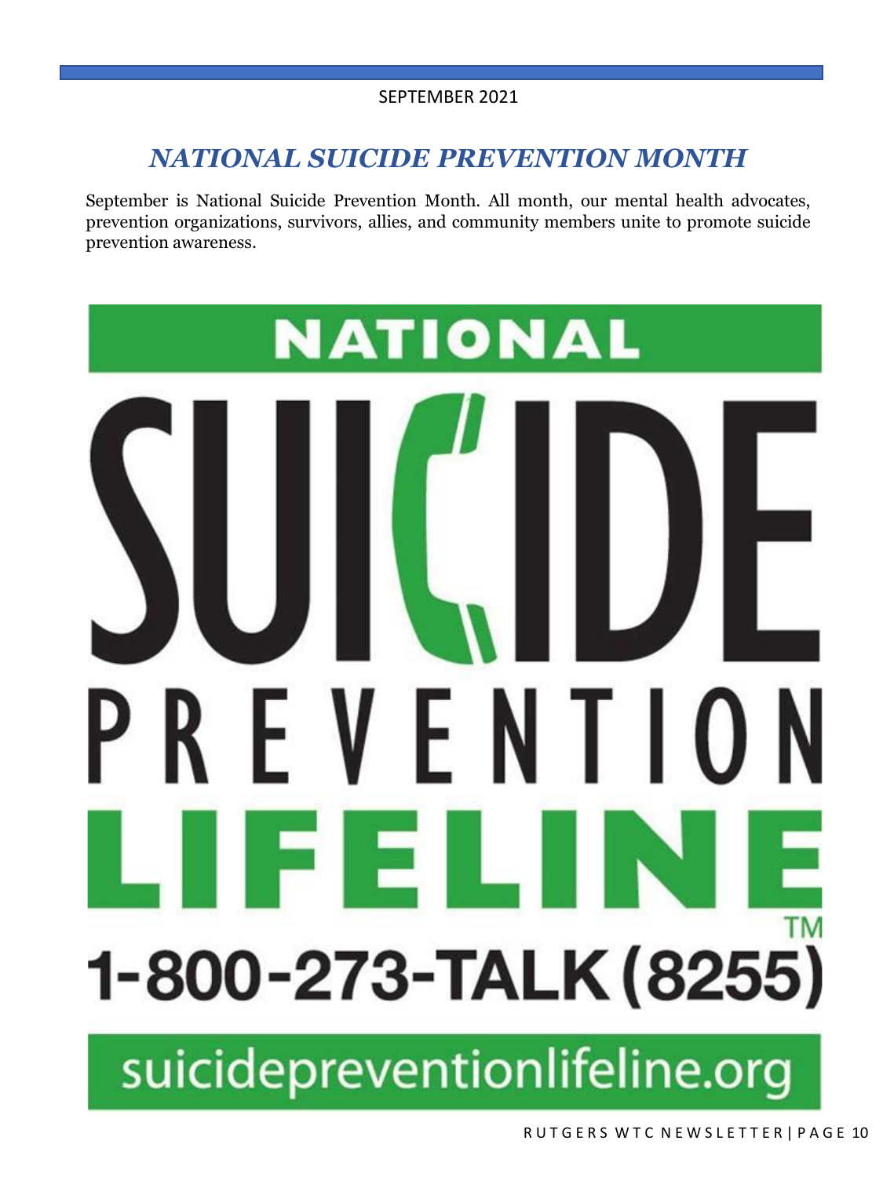SEPTEMBER 2021

## *NATIONAL SUICIDE PREVENTION MONTH*

September is National Suicide Prevention Month. All month, our mental health advocates, prevention organizations, survivors, allies, and community members unite to promote suicide prevention awareness.

NATIONAL

SUICIDE

PREVENTION

LIFELINE™

1-800-273-TALK (8255)

suicidepreventionlifeline.org